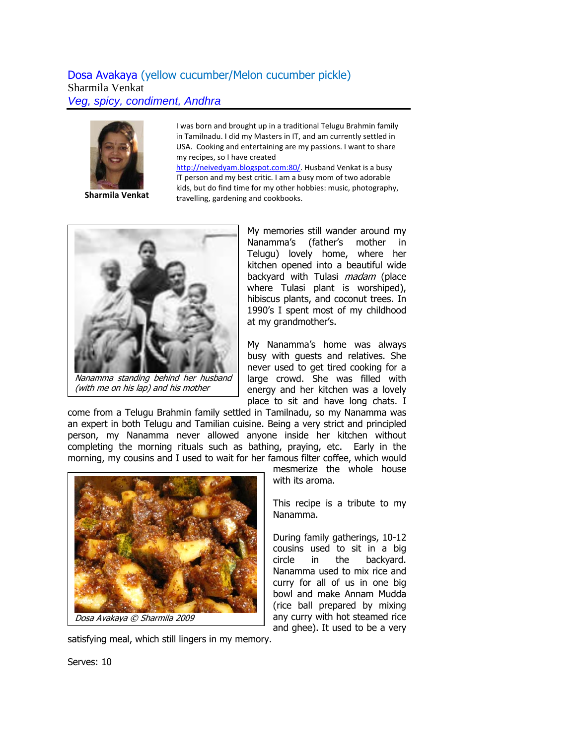# Dosa Avakaya (yellow cucumber/Melon cucumber pickle)

Sharmila Venkat

*Veg, spicy, condiment, Andhra*

**Sharmila Venkat**

I was born and brought up in a traditional Telugu Brahmin family in Tamilnadu. I did my Masters in IT, and am currently settled in USA. Cooking and entertaining are my passions. I want to share my recipes, so I have created http://neivedyam.blogspot.com:80/. Husband Venkat is a busy IT person and my best critic. I am a busy mom of two adorable kids, but do find time for my other hobbies: music, photography, travelling, gardening and cookbooks.

*Nanamma standing behind her husband (with me on his lap) and his mother*

My memories still wander around my Nanamma's (father's mother in Telugu) lovely home, where her kitchen opened into a beautiful wide backyard with Tulasi *madam* (place where Tulasi plant is worshiped), hibiscus plants, and coconut trees. In 1990's I spent most of my childhood at my grandmother's.

My Nanamma's home was always busy with guests and relatives. She never used to get tired cooking for a large crowd. She was filled with energy and her kitchen was a lovely place to sit and have long chats. I come from a Telugu Brahmin family settled in Tamilnadu, so my Nanamma was an expert in both Telugu and Tamilian cuisine. Being a very strict and principled person, my Nanamma never allowed anyone inside her kitchen without completing the morning rituals such as bathing, praying, etc. Early in the morning, my cousins and I used to wait for her famous filter coffee, which would mesmerize the whole house with its aroma.

*Dosa Avakaya © Sharmila 2009*

This recipe is a tribute to my Nanamma.

During family gatherings, 10-12 cousins used to sit in a big circle in the backyard. Nanamma used to mix rice and curry for all of us in one big bowl and make Annam Mudda (rice ball prepared by mixing any curry with hot steamed rice and ghee). It used to be a very satisfying meal, which still lingers in my memory.

Serves: 10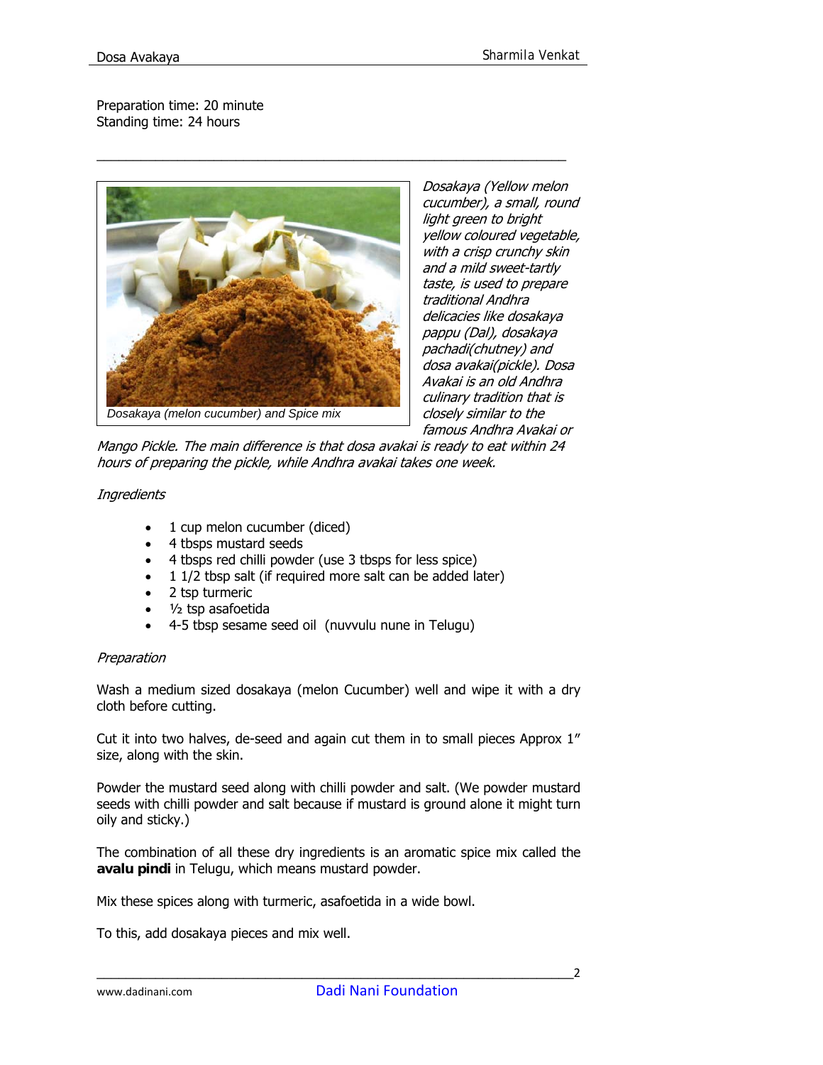Preparation time: 20 minute
Standing time: 24 hours

Dosakaya (melon cucumber) and Spice mix

*Dosakaya (Yellow melon cucumber), a small, round light green to bright yellow coloured vegetable, with a crisp crunchy skin and a mild sweet-tartly taste, is used to prepare traditional Andhra delicacies like dosakaya pappu (Dal), dosakaya pachadi(chutney) and dosa avakai(pickle). Dosa Avakai is an old Andhra culinary tradition that is closely similar to the famous Andhra Avakai or Mango Pickle. The main difference is that dosa avakai is ready to eat within 24 hours of preparing the pickle, while Andhra avakai takes one week.*

*Ingredients*

- 1 cup melon cucumber (diced)
- 4 tbsps mustard seeds
- 4 tbsps red chilli powder (use 3 tbsps for less spice)
- 1 1/2 tbsp salt (if required more salt can be added later)
- 2 tsp turmeric
- ½ tsp asafoetida
- 4-5 tbsp sesame seed oil (nuvvulu nune in Telugu)

*Preparation*

Wash a medium sized dosakaya (melon Cucumber) well and wipe it with a dry cloth before cutting.

Cut it into two halves, de-seed and again cut them in to small pieces Approx 1" size, along with the skin.

Powder the mustard seed along with chilli powder and salt. (We powder mustard seeds with chilli powder and salt because if mustard is ground alone it might turn oily and sticky.)

The combination of all these dry ingredients is an aromatic spice mix called the **avalu pindi** in Telugu, which means mustard powder.

Mix these spices along with turmeric, asafoetida in a wide bowl.

To this, add dosakaya pieces and mix well.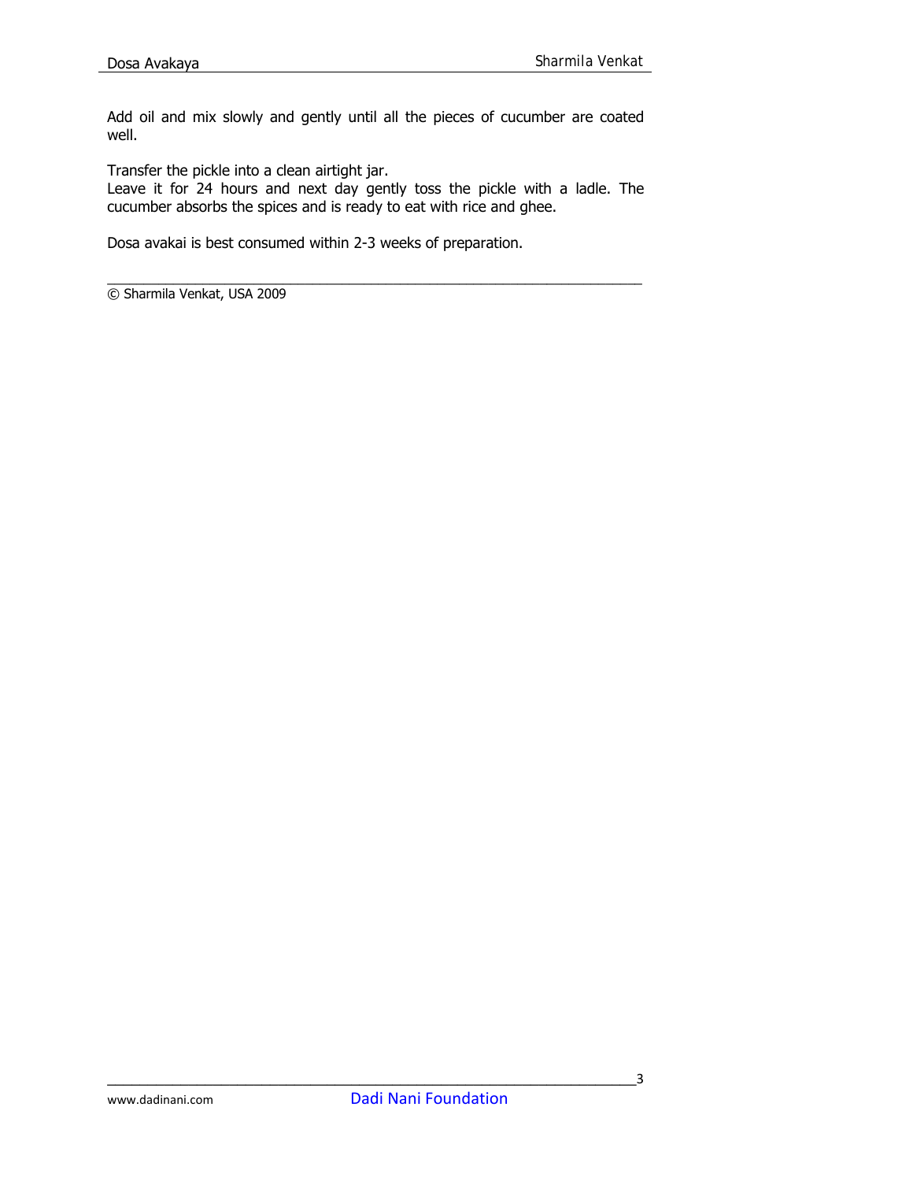Add oil and mix slowly and gently until all the pieces of cucumber are coated well.

Transfer the pickle into a clean airtight jar.
Leave it for 24 hours and next day gently toss the pickle with a ladle. The cucumber absorbs the spices and is ready to eat with rice and ghee.

Dosa avakai is best consumed within 2-3 weeks of preparation.

---

© Sharmila Venkat, USA 2009